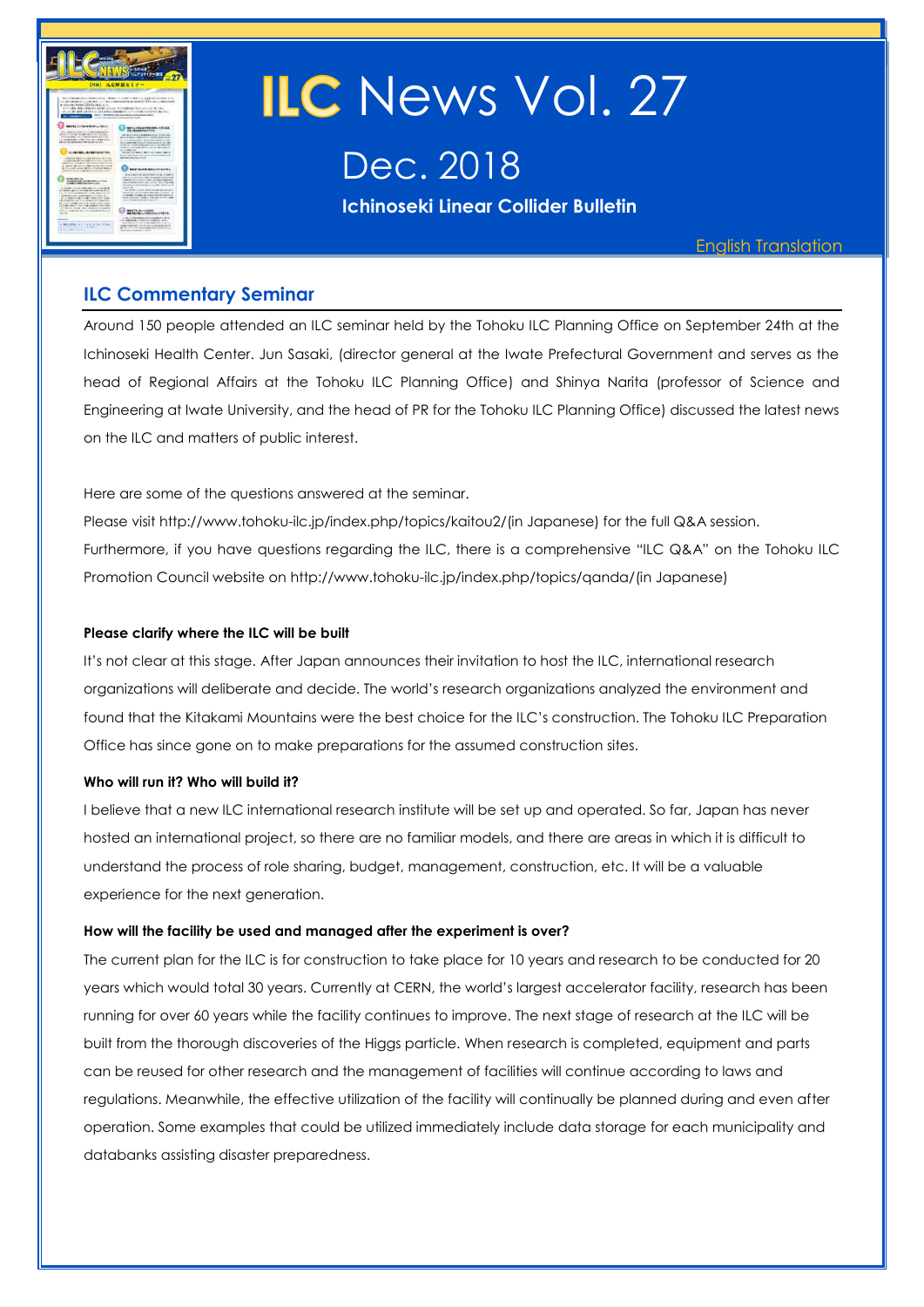# ILC News Vol. 27

## Dec. 2018

**Ichinoseki Linear Collider Bulletin**

English Translation

## ILC Commentary Seminar

Around 150 people attended an ILC seminar held by the Tohoku ILC Planning Office on September 24th at the Ichinoseki Health Center. Jun Sasaki, (director general at the Iwate Prefectural Government and serves as the head of Regional Affairs at the Tohoku ILC Planning Office) and Shinya Narita (professor of Science and Engineering at Iwate University, and the head of PR for the Tohoku ILC Planning Office) discussed the latest news on the ILC and matters of public interest.

Here are some of the questions answered at the seminar.

Please visit http://www.tohoku-ilc.jp/index.php/topics/kaitou2/(in Japanese) for the full Q&A session.

Furthermore, if you have questions regarding the ILC, there is a comprehensive "ILC Q&A" on the Tohoku ILC Promotion Council website on http://www.tohoku-ilc.jp/index.php/topics/qanda/(in Japanese)

**Please clarify where the ILC will be built**

It's not clear at this stage. After Japan announces their invitation to host the ILC, international research organizations will deliberate and decide. The world's research organizations analyzed the environment and found that the Kitakami Mountains were the best choice for the ILC's construction. The Tohoku ILC Preparation Office has since gone on to make preparations for the assumed construction sites.

**Who will run it? Who will build it?**

I believe that a new ILC international research institute will be set up and operated. So far, Japan has never hosted an international project, so there are no familiar models, and there are areas in which it is difficult to understand the process of role sharing, budget, management, construction, etc. It will be a valuable experience for the next generation.

**How will the facility be used and managed after the experiment is over?**

The current plan for the ILC is for construction to take place for 10 years and research to be conducted for 20 years which would total 30 years. Currently at CERN, the world's largest accelerator facility, research has been running for over 60 years while the facility continues to improve. The next stage of research at the ILC will be built from the thorough discoveries of the Higgs particle. When research is completed, equipment and parts can be reused for other research and the management of facilities will continue according to laws and regulations. Meanwhile, the effective utilization of the facility will continually be planned during and even after operation. Some examples that could be utilized immediately include data storage for each municipality and databanks assisting disaster preparedness.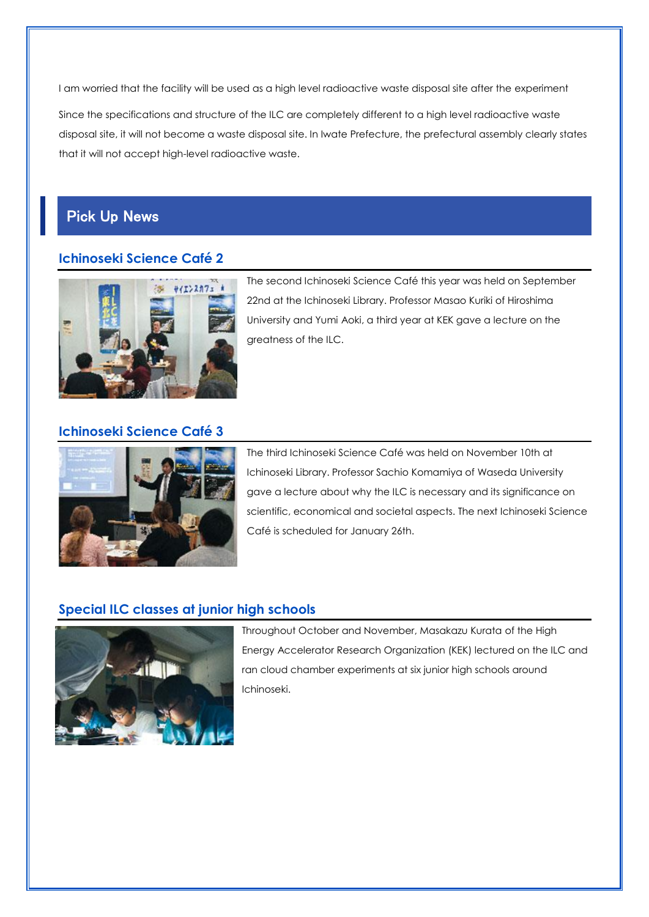I am worried that the facility will be used as a high level radioactive waste disposal site after the experiment

Since the specifications and structure of the ILC are completely different to a high level radioactive waste disposal site, it will not become a waste disposal site. In Iwate Prefecture, the prefectural assembly clearly states that it will not accept high-level radioactive waste.

## Pick Up News

### Ichinoseki Science Café 2

The second Ichinoseki Science Café this year was held on September 22nd at the Ichinoseki Library. Professor Masao Kuriki of Hiroshima University and Yumi Aoki, a third year at KEK gave a lecture on the greatness of the ILC.

### Ichinoseki Science Café 3

The third Ichinoseki Science Café was held on November 10th at Ichinoseki Library. Professor Sachio Komamiya of Waseda University gave a lecture about why the ILC is necessary and its significance on scientific, economical and societal aspects. The next Ichinoseki Science Café is scheduled for January 26th.

### Special ILC classes at junior high schools

Throughout October and November, Masakazu Kurata of the High Energy Accelerator Research Organization (KEK) lectured on the ILC and ran cloud chamber experiments at six junior high schools around Ichinoseki.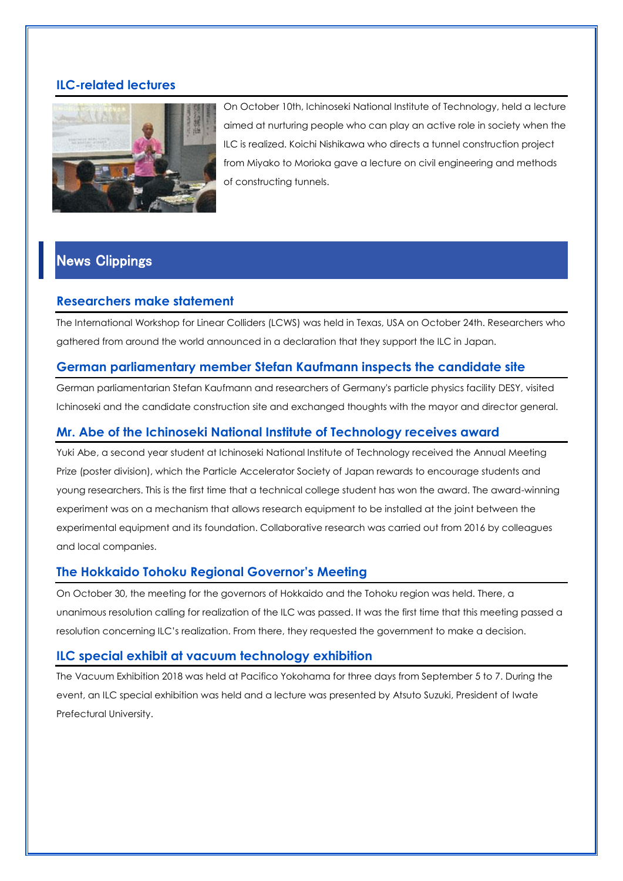### ILC-related lectures

On October 10th, Ichinoseki National Institute of Technology, held a lecture aimed at nurturing people who can play an active role in society when the ILC is realized. Koichi Nishikawa who directs a tunnel construction project from Miyako to Morioka gave a lecture on civil engineering and methods of constructing tunnels.

## News Clippings

### Researchers make statement

The International Workshop for Linear Colliders (LCWS) was held in Texas, USA on October 24th. Researchers who gathered from around the world announced in a declaration that they support the ILC in Japan.

### German parliamentary member Stefan Kaufmann inspects the candidate site

German parliamentarian Stefan Kaufmann and researchers of Germany's particle physics facility DESY, visited Ichinoseki and the candidate construction site and exchanged thoughts with the mayor and director general.

### Mr. Abe of the Ichinoseki National Institute of Technology receives award

Yuki Abe, a second year student at Ichinoseki National Institute of Technology received the Annual Meeting Prize (poster division), which the Particle Accelerator Society of Japan rewards to encourage students and young researchers. This is the first time that a technical college student has won the award. The award-winning experiment was on a mechanism that allows research equipment to be installed at the joint between the experimental equipment and its foundation. Collaborative research was carried out from 2016 by colleagues and local companies.

### The Hokkaido Tohoku Regional Governor's Meeting

On October 30, the meeting for the governors of Hokkaido and the Tohoku region was held. There, a unanimous resolution calling for realization of the ILC was passed. It was the first time that this meeting passed a resolution concerning ILC's realization. From there, they requested the government to make a decision.

### ILC special exhibit at vacuum technology exhibition

The Vacuum Exhibition 2018 was held at Pacifico Yokohama for three days from September 5 to 7. During the event, an ILC special exhibition was held and a lecture was presented by Atsuto Suzuki, President of Iwate Prefectural University.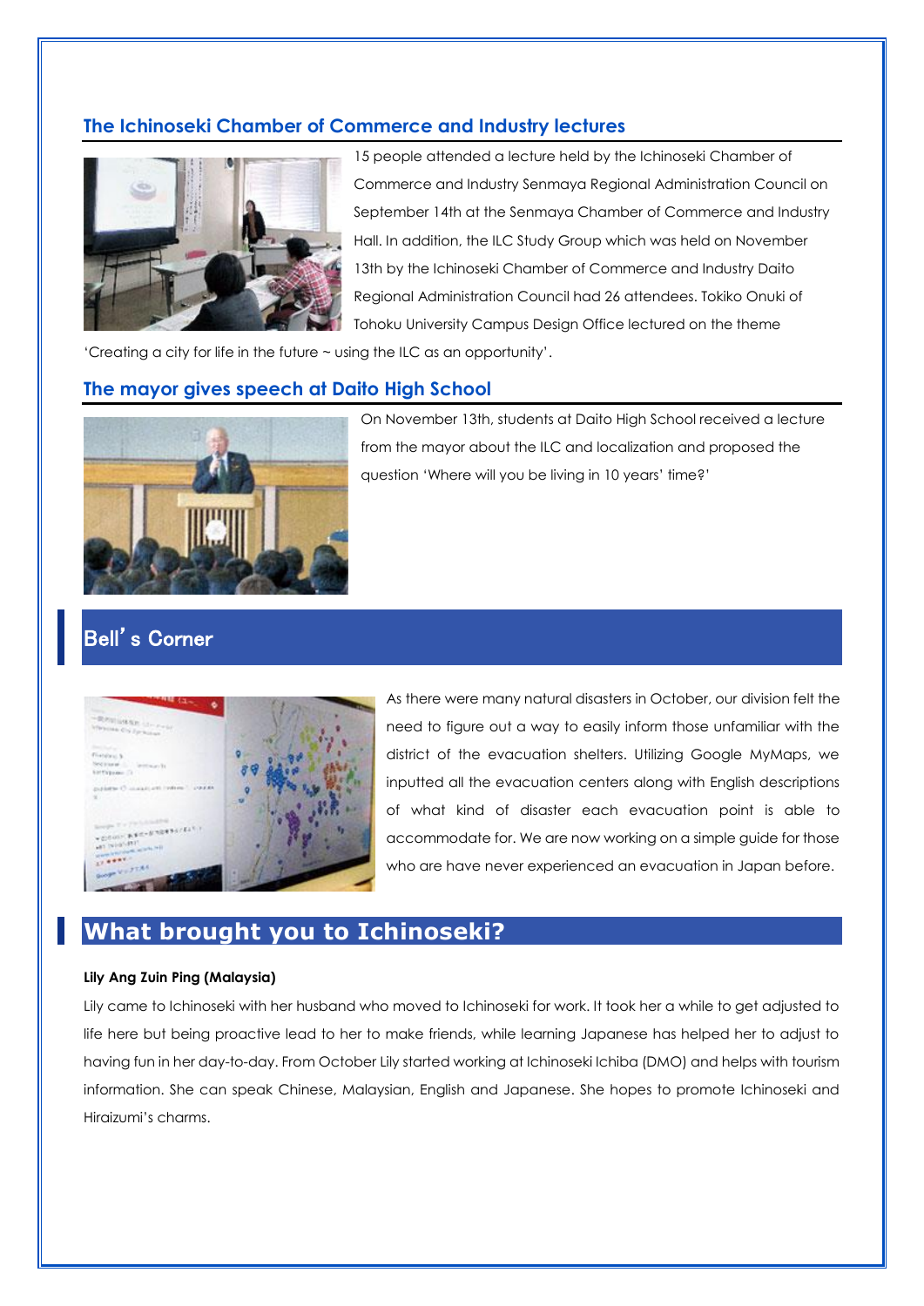## The Ichinoseki Chamber of Commerce and Industry lectures

15 people attended a lecture held by the Ichinoseki Chamber of Commerce and Industry Senmaya Regional Administration Council on September 14th at the Senmaya Chamber of Commerce and Industry Hall. In addition, the ILC Study Group which was held on November 13th by the Ichinoseki Chamber of Commerce and Industry Daito Regional Administration Council had 26 attendees. Tokiko Onuki of Tohoku University Campus Design Office lectured on the theme 'Creating a city for life in the future ~ using the ILC as an opportunity'.

## The mayor gives speech at Daito High School

On November 13th, students at Daito High School received a lecture from the mayor about the ILC and localization and proposed the question 'Where will you be living in 10 years' time?'

# Bell's Corner

As there were many natural disasters in October, our division felt the need to figure out a way to easily inform those unfamiliar with the district of the evacuation shelters. Utilizing Google MyMaps, we inputted all the evacuation centers along with English descriptions of what kind of disaster each evacuation point is able to accommodate for. We are now working on a simple guide for those who are have never experienced an evacuation in Japan before.

# What brought you to Ichinoseki?

**Lily Ang Zuin Ping (Malaysia)**

Lily came to Ichinoseki with her husband who moved to Ichinoseki for work. It took her a while to get adjusted to life here but being proactive lead to her to make friends, while learning Japanese has helped her to adjust to having fun in her day-to-day. From October Lily started working at Ichinoseki Ichiba (DMO) and helps with tourism information. She can speak Chinese, Malaysian, English and Japanese. She hopes to promote Ichinoseki and Hiraizumi's charms.